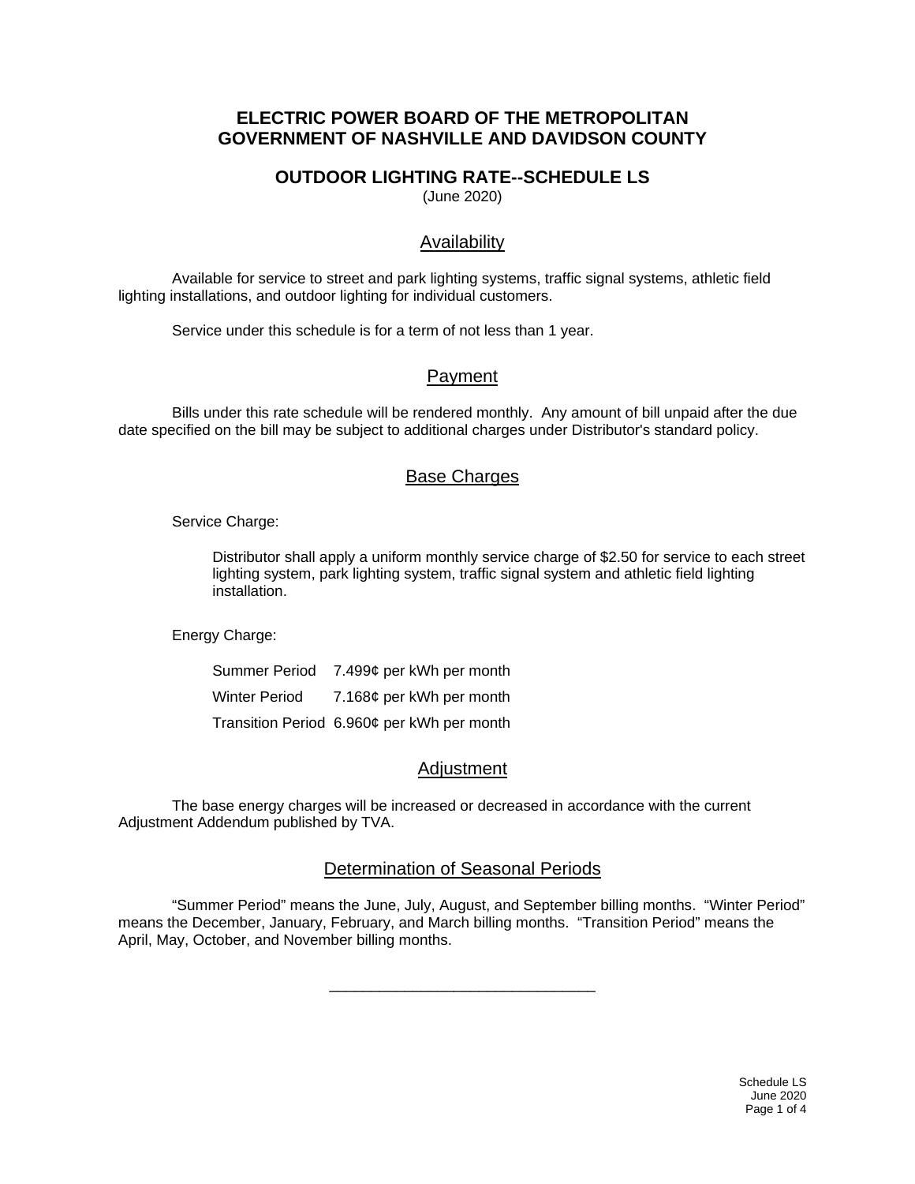# ELECTRIC POWER BOARD OF THE METROPOLITAN GOVERNMENT OF NASHVILLE AND DAVIDSON COUNTY

## OUTDOOR LIGHTING RATE--SCHEDULE LS

(June 2020)

### Availability

Available for service to street and park lighting systems, traffic signal systems, athletic field lighting installations, and outdoor lighting for individual customers.

Service under this schedule is for a term of not less than 1 year.

### Payment

Bills under this rate schedule will be rendered monthly. Any amount of bill unpaid after the due date specified on the bill may be subject to additional charges under Distributor's standard policy.

### Base Charges

Service Charge:

Distributor shall apply a uniform monthly service charge of $2.50 for service to each street lighting system, park lighting system, traffic signal system and athletic field lighting installation.

Energy Charge:

| | |
|---|---|
| Summer Period | 7.499¢ per kWh per month |
| Winter Period | 7.168¢ per kWh per month |
| Transition Period | 6.960¢ per kWh per month |

### Adjustment

The base energy charges will be increased or decreased in accordance with the current Adjustment Addendum published by TVA.

### Determination of Seasonal Periods

"Summer Period" means the June, July, August, and September billing months. "Winter Period" means the December, January, February, and March billing months. "Transition Period" means the April, May, October, and November billing months.

---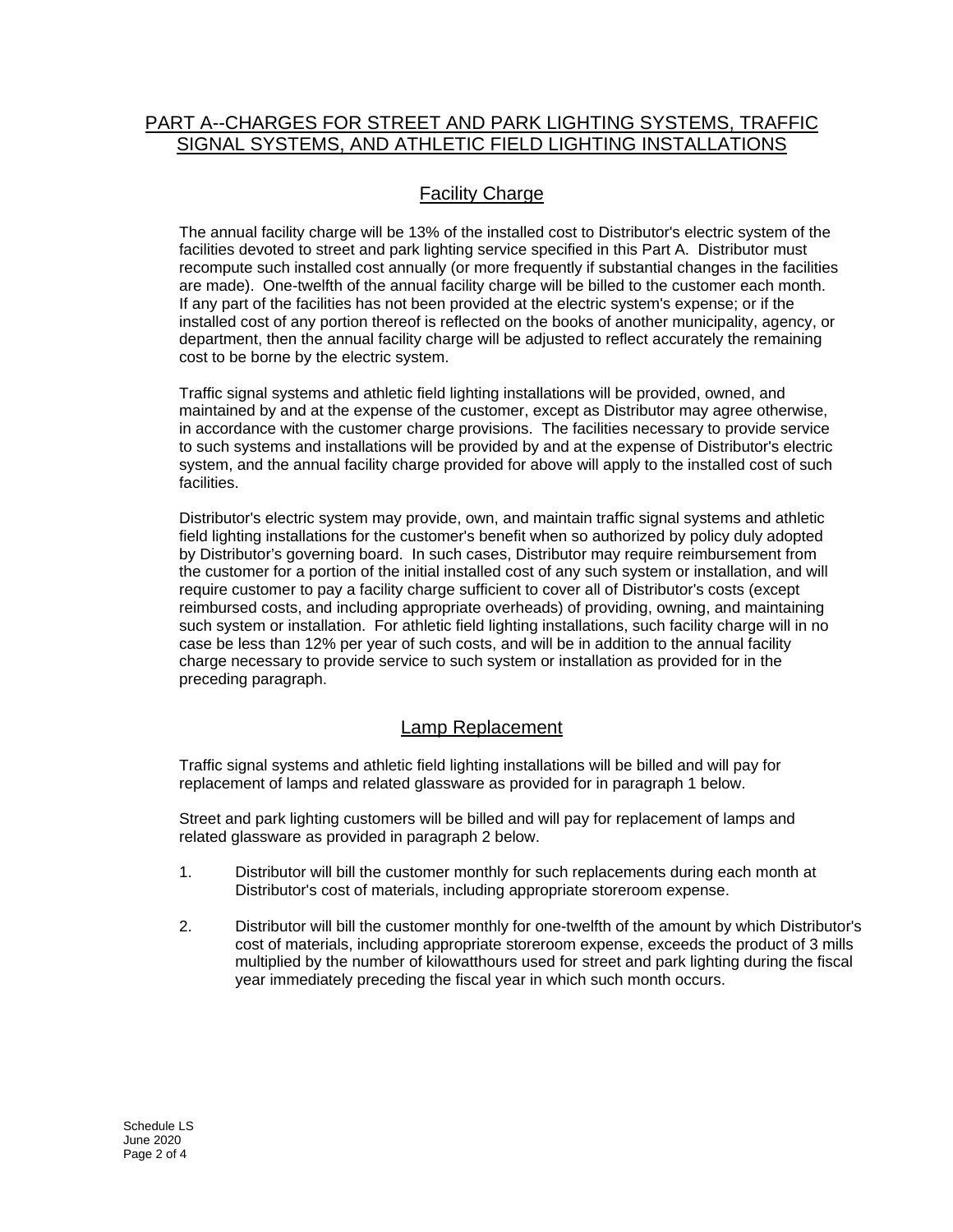## PART A--CHARGES FOR STREET AND PARK LIGHTING SYSTEMS, TRAFFIC SIGNAL SYSTEMS, AND ATHLETIC FIELD LIGHTING INSTALLATIONS

### Facility Charge

The annual facility charge will be 13% of the installed cost to Distributor's electric system of the facilities devoted to street and park lighting service specified in this Part A. Distributor must recompute such installed cost annually (or more frequently if substantial changes in the facilities are made). One-twelfth of the annual facility charge will be billed to the customer each month. If any part of the facilities has not been provided at the electric system's expense; or if the installed cost of any portion thereof is reflected on the books of another municipality, agency, or department, then the annual facility charge will be adjusted to reflect accurately the remaining cost to be borne by the electric system.

Traffic signal systems and athletic field lighting installations will be provided, owned, and maintained by and at the expense of the customer, except as Distributor may agree otherwise, in accordance with the customer charge provisions. The facilities necessary to provide service to such systems and installations will be provided by and at the expense of Distributor's electric system, and the annual facility charge provided for above will apply to the installed cost of such facilities.

Distributor's electric system may provide, own, and maintain traffic signal systems and athletic field lighting installations for the customer's benefit when so authorized by policy duly adopted by Distributor's governing board. In such cases, Distributor may require reimbursement from the customer for a portion of the initial installed cost of any such system or installation, and will require customer to pay a facility charge sufficient to cover all of Distributor's costs (except reimbursed costs, and including appropriate overheads) of providing, owning, and maintaining such system or installation. For athletic field lighting installations, such facility charge will in no case be less than 12% per year of such costs, and will be in addition to the annual facility charge necessary to provide service to such system or installation as provided for in the preceding paragraph.

### Lamp Replacement

Traffic signal systems and athletic field lighting installations will be billed and will pay for replacement of lamps and related glassware as provided for in paragraph 1 below.

Street and park lighting customers will be billed and will pay for replacement of lamps and related glassware as provided in paragraph 2 below.

1. Distributor will bill the customer monthly for such replacements during each month at Distributor's cost of materials, including appropriate storeroom expense.

2. Distributor will bill the customer monthly for one-twelfth of the amount by which Distributor's cost of materials, including appropriate storeroom expense, exceeds the product of 3 mills multiplied by the number of kilowatthours used for street and park lighting during the fiscal year immediately preceding the fiscal year in which such month occurs.

Schedule LS
June 2020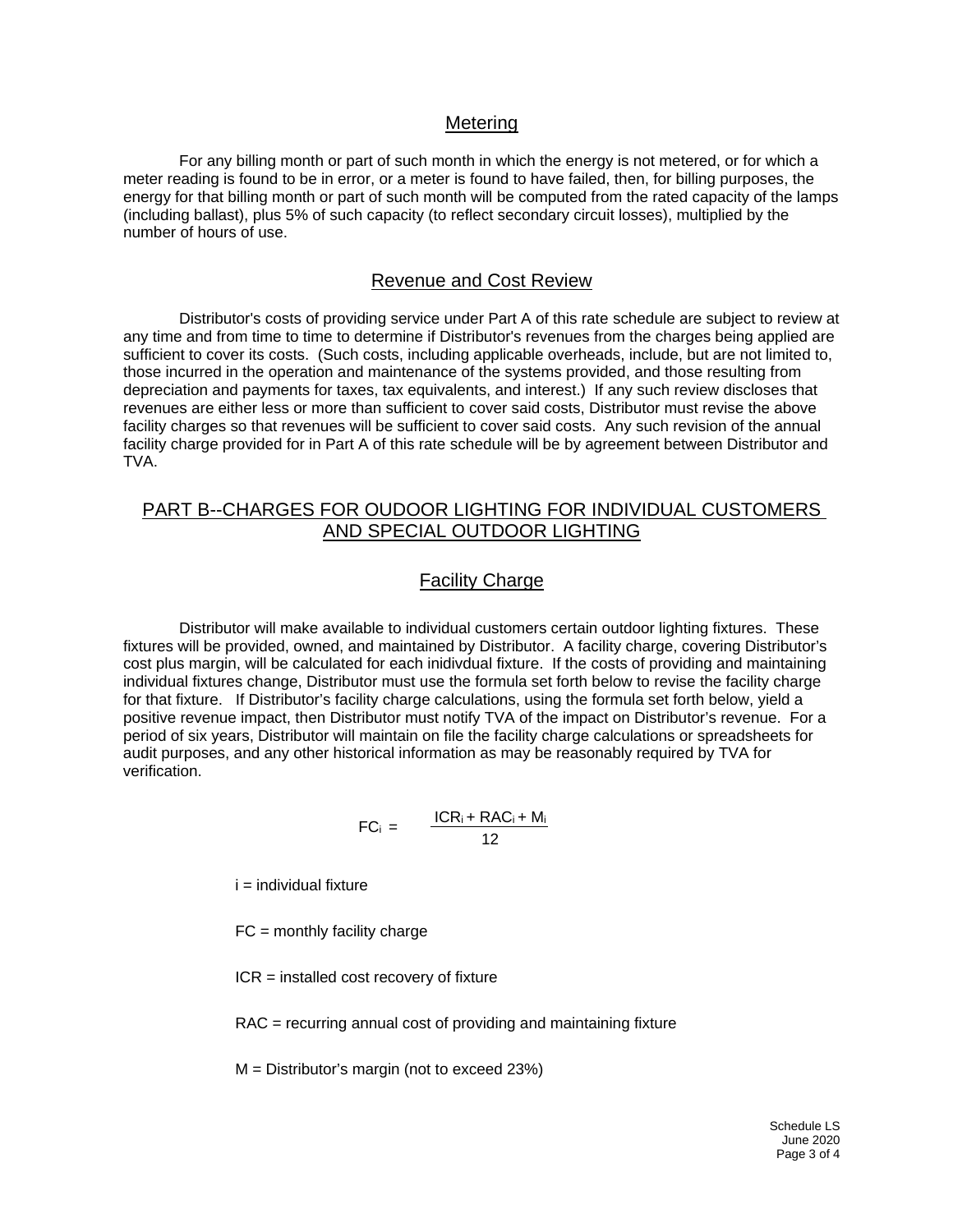## Metering

For any billing month or part of such month in which the energy is not metered, or for which a meter reading is found to be in error, or a meter is found to have failed, then, for billing purposes, the energy for that billing month or part of such month will be computed from the rated capacity of the lamps (including ballast), plus 5% of such capacity (to reflect secondary circuit losses), multiplied by the number of hours of use.

## Revenue and Cost Review

Distributor's costs of providing service under Part A of this rate schedule are subject to review at any time and from time to time to determine if Distributor's revenues from the charges being applied are sufficient to cover its costs. (Such costs, including applicable overheads, include, but are not limited to, those incurred in the operation and maintenance of the systems provided, and those resulting from depreciation and payments for taxes, tax equivalents, and interest.) If any such review discloses that revenues are either less or more than sufficient to cover said costs, Distributor must revise the above facility charges so that revenues will be sufficient to cover said costs. Any such revision of the annual facility charge provided for in Part A of this rate schedule will be by agreement between Distributor and TVA.

# PART B--CHARGES FOR OUDOOR LIGHTING FOR INDIVIDUAL CUSTOMERS AND SPECIAL OUTDOOR LIGHTING

## Facility Charge

Distributor will make available to individual customers certain outdoor lighting fixtures. These fixtures will be provided, owned, and maintained by Distributor. A facility charge, covering Distributor's cost plus margin, will be calculated for each inidivdual fixture. If the costs of providing and maintaining individual fixtures change, Distributor must use the formula set forth below to revise the facility charge for that fixture. If Distributor's facility charge calculations, using the formula set forth below, yield a positive revenue impact, then Distributor must notify TVA of the impact on Distributor's revenue. For a period of six years, Distributor will maintain on file the facility charge calculations or spreadsheets for audit purposes, and any other historical information as may be reasonably required by TVA for verification.

$$FC_i = \frac{ICR_i + RAC_i + M_i}{12}$$

i = individual fixture

FC = monthly facility charge

ICR = installed cost recovery of fixture

RAC = recurring annual cost of providing and maintaining fixture

M = Distributor's margin (not to exceed 23%)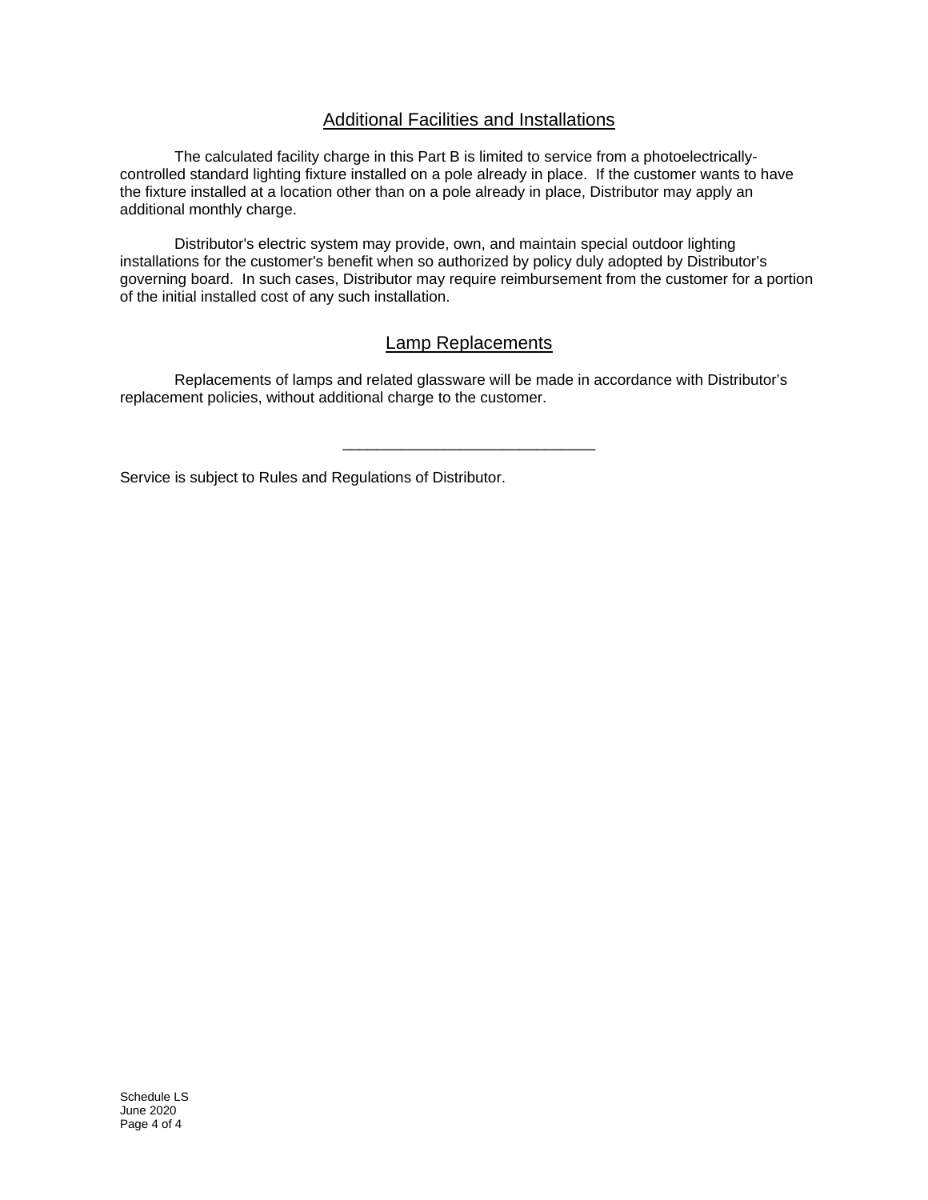## Additional Facilities and Installations

The calculated facility charge in this Part B is limited to service from a photoelectrically-controlled standard lighting fixture installed on a pole already in place. If the customer wants to have the fixture installed at a location other than on a pole already in place, Distributor may apply an additional monthly charge.

Distributor's electric system may provide, own, and maintain special outdoor lighting installations for the customer's benefit when so authorized by policy duly adopted by Distributor's governing board. In such cases, Distributor may require reimbursement from the customer for a portion of the initial installed cost of any such installation.

## Lamp Replacements

Replacements of lamps and related glassware will be made in accordance with Distributor's replacement policies, without additional charge to the customer.

---

Service is subject to Rules and Regulations of Distributor.

Schedule LS
June 2020